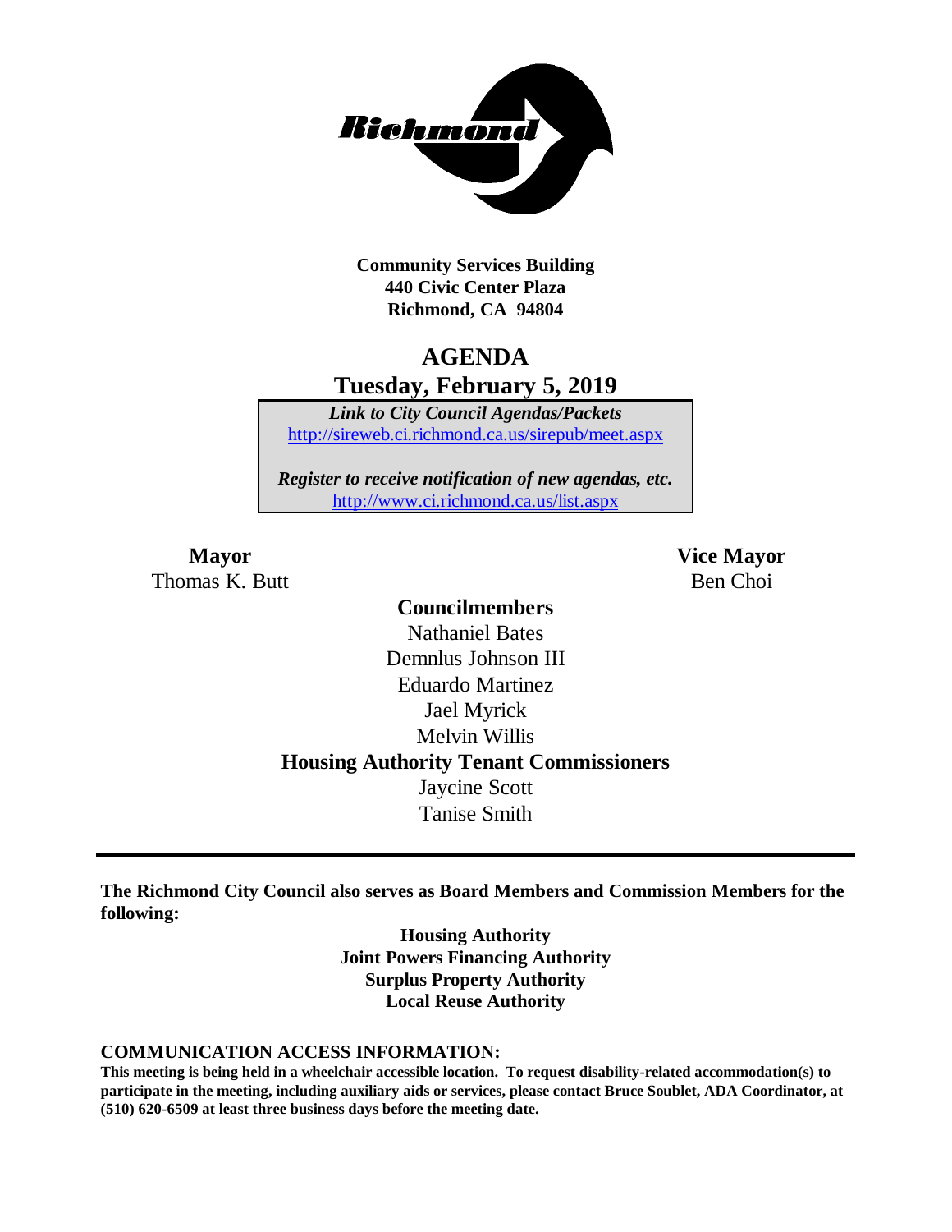Richmond

**Community Services Building**
**440 Civic Center Plaza**
**Richmond, CA 94804**

# AGENDA
## Tuesday, February 5, 2019

***Link to City Council Agendas/Packets***
http://sireweb.ci.richmond.ca.us/sirepub/meet.aspx

***Register to receive notification of new agendas, etc.***
http://www.ci.richmond.ca.us/list.aspx

**Mayor**
Thomas K. Butt

**Vice Mayor**
Ben Choi

**Councilmembers**
Nathaniel Bates
Demnlus Johnson III
Eduardo Martinez
Jael Myrick
Melvin Willis

**Housing Authority Tenant Commissioners**
Jaycine Scott
Tanise Smith

---

**The Richmond City Council also serves as Board Members and Commission Members for the following:**

**Housing Authority**
**Joint Powers Financing Authority**
**Surplus Property Authority**
**Local Reuse Authority**

**COMMUNICATION ACCESS INFORMATION:**
**This meeting is being held in a wheelchair accessible location. To request disability-related accommodation(s) to participate in the meeting, including auxiliary aids or services, please contact Bruce Soublet, ADA Coordinator, at (510) 620-6509 at least three business days before the meeting date.**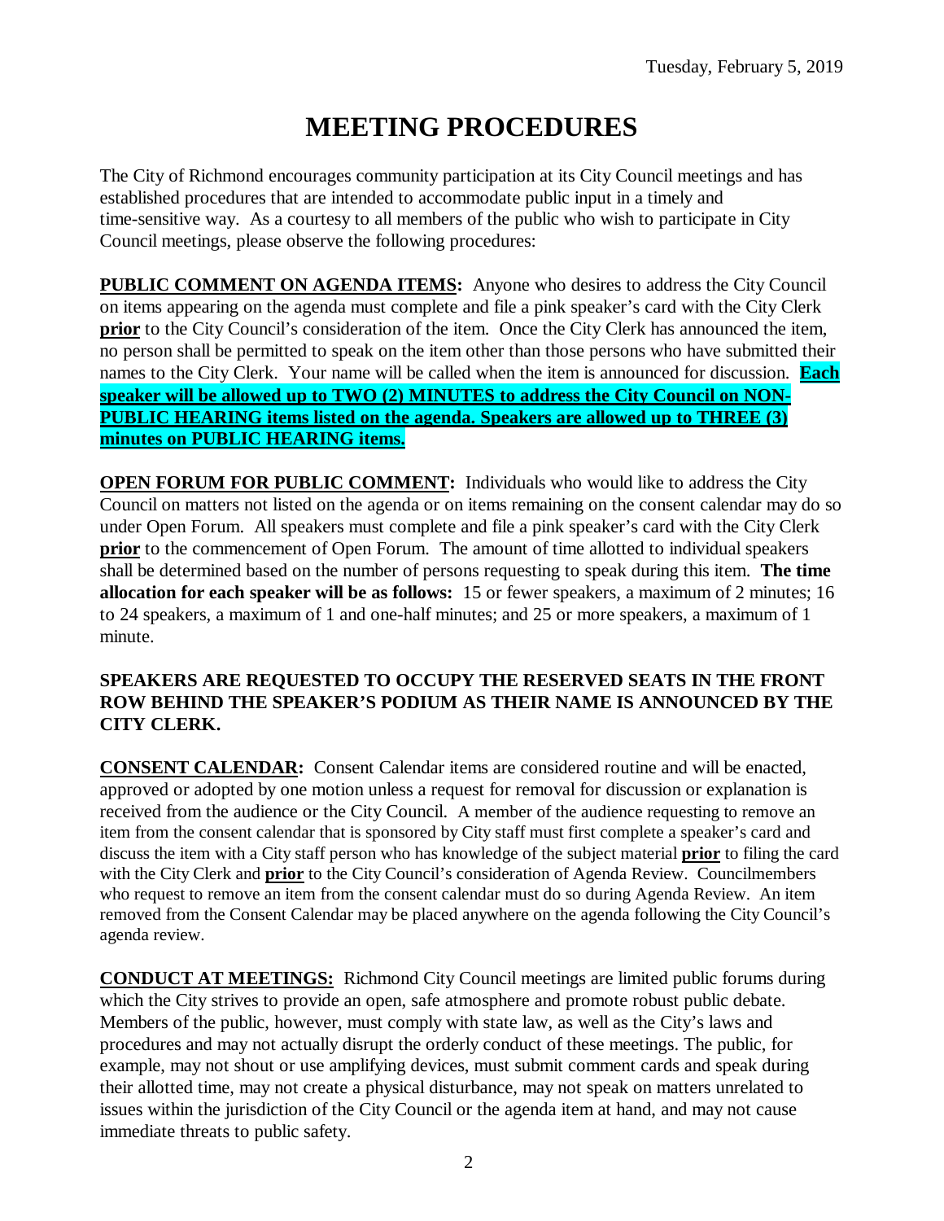Tuesday, February 5, 2019

# MEETING PROCEDURES

The City of Richmond encourages community participation at its City Council meetings and has established procedures that are intended to accommodate public input in a timely and time-sensitive way. As a courtesy to all members of the public who wish to participate in City Council meetings, please observe the following procedures:

**PUBLIC COMMENT ON AGENDA ITEMS:** Anyone who desires to address the City Council on items appearing on the agenda must complete and file a pink speaker's card with the City Clerk **prior** to the City Council's consideration of the item. Once the City Clerk has announced the item, no person shall be permitted to speak on the item other than those persons who have submitted their names to the City Clerk. Your name will be called when the item is announced for discussion. **Each speaker will be allowed up to TWO (2) MINUTES to address the City Council on NON-PUBLIC HEARING items listed on the agenda. Speakers are allowed up to THREE (3) minutes on PUBLIC HEARING items.**

**OPEN FORUM FOR PUBLIC COMMENT:** Individuals who would like to address the City Council on matters not listed on the agenda or on items remaining on the consent calendar may do so under Open Forum. All speakers must complete and file a pink speaker's card with the City Clerk **prior** to the commencement of Open Forum. The amount of time allotted to individual speakers shall be determined based on the number of persons requesting to speak during this item. **The time allocation for each speaker will be as follows:** 15 or fewer speakers, a maximum of 2 minutes; 16 to 24 speakers, a maximum of 1 and one-half minutes; and 25 or more speakers, a maximum of 1 minute.

**SPEAKERS ARE REQUESTED TO OCCUPY THE RESERVED SEATS IN THE FRONT ROW BEHIND THE SPEAKER'S PODIUM AS THEIR NAME IS ANNOUNCED BY THE CITY CLERK.**

**CONSENT CALENDAR:** Consent Calendar items are considered routine and will be enacted, approved or adopted by one motion unless a request for removal for discussion or explanation is received from the audience or the City Council. A member of the audience requesting to remove an item from the consent calendar that is sponsored by City staff must first complete a speaker's card and discuss the item with a City staff person who has knowledge of the subject material **prior** to filing the card with the City Clerk and **prior** to the City Council's consideration of Agenda Review. Councilmembers who request to remove an item from the consent calendar must do so during Agenda Review. An item removed from the Consent Calendar may be placed anywhere on the agenda following the City Council's agenda review.

**CONDUCT AT MEETINGS:** Richmond City Council meetings are limited public forums during which the City strives to provide an open, safe atmosphere and promote robust public debate. Members of the public, however, must comply with state law, as well as the City's laws and procedures and may not actually disrupt the orderly conduct of these meetings. The public, for example, may not shout or use amplifying devices, must submit comment cards and speak during their allotted time, may not create a physical disturbance, may not speak on matters unrelated to issues within the jurisdiction of the City Council or the agenda item at hand, and may not cause immediate threats to public safety.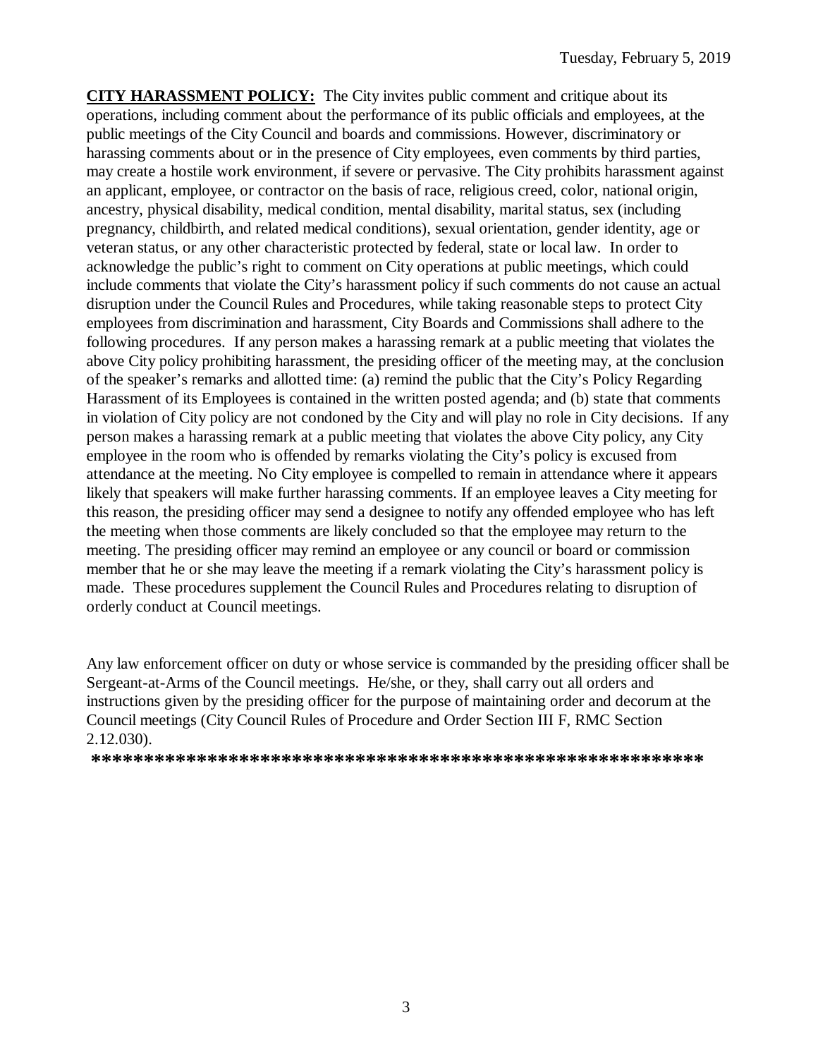**CITY HARASSMENT POLICY:** The City invites public comment and critique about its operations, including comment about the performance of its public officials and employees, at the public meetings of the City Council and boards and commissions. However, discriminatory or harassing comments about or in the presence of City employees, even comments by third parties, may create a hostile work environment, if severe or pervasive. The City prohibits harassment against an applicant, employee, or contractor on the basis of race, religious creed, color, national origin, ancestry, physical disability, medical condition, mental disability, marital status, sex (including pregnancy, childbirth, and related medical conditions), sexual orientation, gender identity, age or veteran status, or any other characteristic protected by federal, state or local law. In order to acknowledge the public's right to comment on City operations at public meetings, which could include comments that violate the City's harassment policy if such comments do not cause an actual disruption under the Council Rules and Procedures, while taking reasonable steps to protect City employees from discrimination and harassment, City Boards and Commissions shall adhere to the following procedures. If any person makes a harassing remark at a public meeting that violates the above City policy prohibiting harassment, the presiding officer of the meeting may, at the conclusion of the speaker's remarks and allotted time: (a) remind the public that the City's Policy Regarding Harassment of its Employees is contained in the written posted agenda; and (b) state that comments in violation of City policy are not condoned by the City and will play no role in City decisions. If any person makes a harassing remark at a public meeting that violates the above City policy, any City employee in the room who is offended by remarks violating the City's policy is excused from attendance at the meeting. No City employee is compelled to remain in attendance where it appears likely that speakers will make further harassing comments. If an employee leaves a City meeting for this reason, the presiding officer may send a designee to notify any offended employee who has left the meeting when those comments are likely concluded so that the employee may return to the meeting. The presiding officer may remind an employee or any council or board or commission member that he or she may leave the meeting if a remark violating the City's harassment policy is made. These procedures supplement the Council Rules and Procedures relating to disruption of orderly conduct at Council meetings.

Any law enforcement officer on duty or whose service is commanded by the presiding officer shall be Sergeant-at-Arms of the Council meetings. He/she, or they, shall carry out all orders and instructions given by the presiding officer for the purpose of maintaining order and decorum at the Council meetings (City Council Rules of Procedure and Order Section III F, RMC Section 2.12.030).

**\*\*\*\*\*\*\*\*\*\*\*\*\*\*\*\*\*\*\*\*\*\*\*\*\*\*\*\*\*\*\*\*\*\*\*\*\*\*\*\*\*\*\*\*\*\*\*\*\*\*\*\*\*\*\*\*\*\*\*\***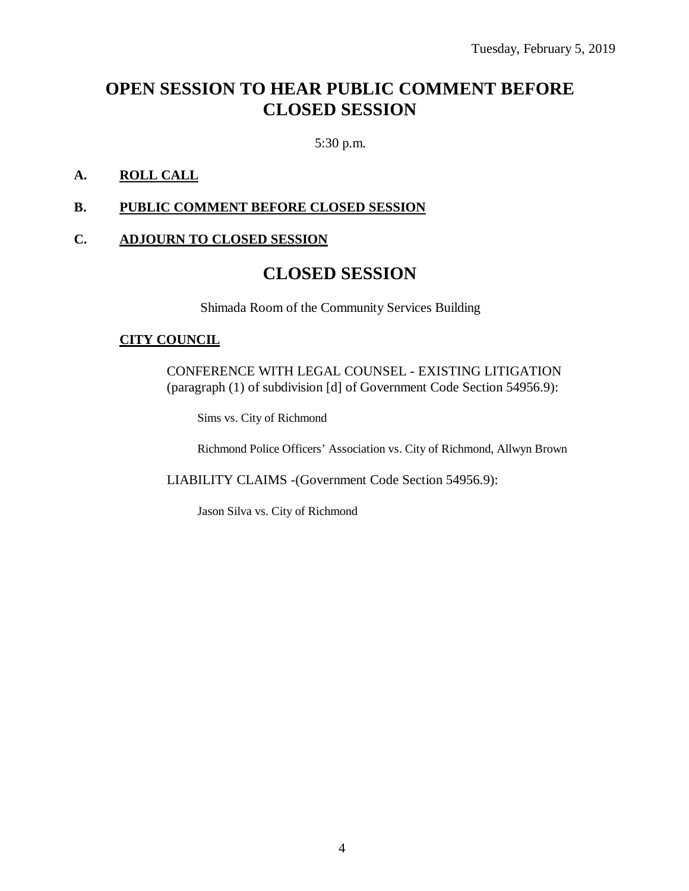Tuesday, February 5, 2019

# OPEN SESSION TO HEAR PUBLIC COMMENT BEFORE CLOSED SESSION

5:30 p.m.

**A. ROLL CALL**

**B. PUBLIC COMMENT BEFORE CLOSED SESSION**

**C. ADJOURN TO CLOSED SESSION**

# CLOSED SESSION

Shimada Room of the Community Services Building

**CITY COUNCIL**

CONFERENCE WITH LEGAL COUNSEL - EXISTING LITIGATION (paragraph (1) of subdivision [d] of Government Code Section 54956.9):

Sims vs. City of Richmond

Richmond Police Officers' Association vs. City of Richmond, Allwyn Brown

LIABILITY CLAIMS -(Government Code Section 54956.9):

Jason Silva vs. City of Richmond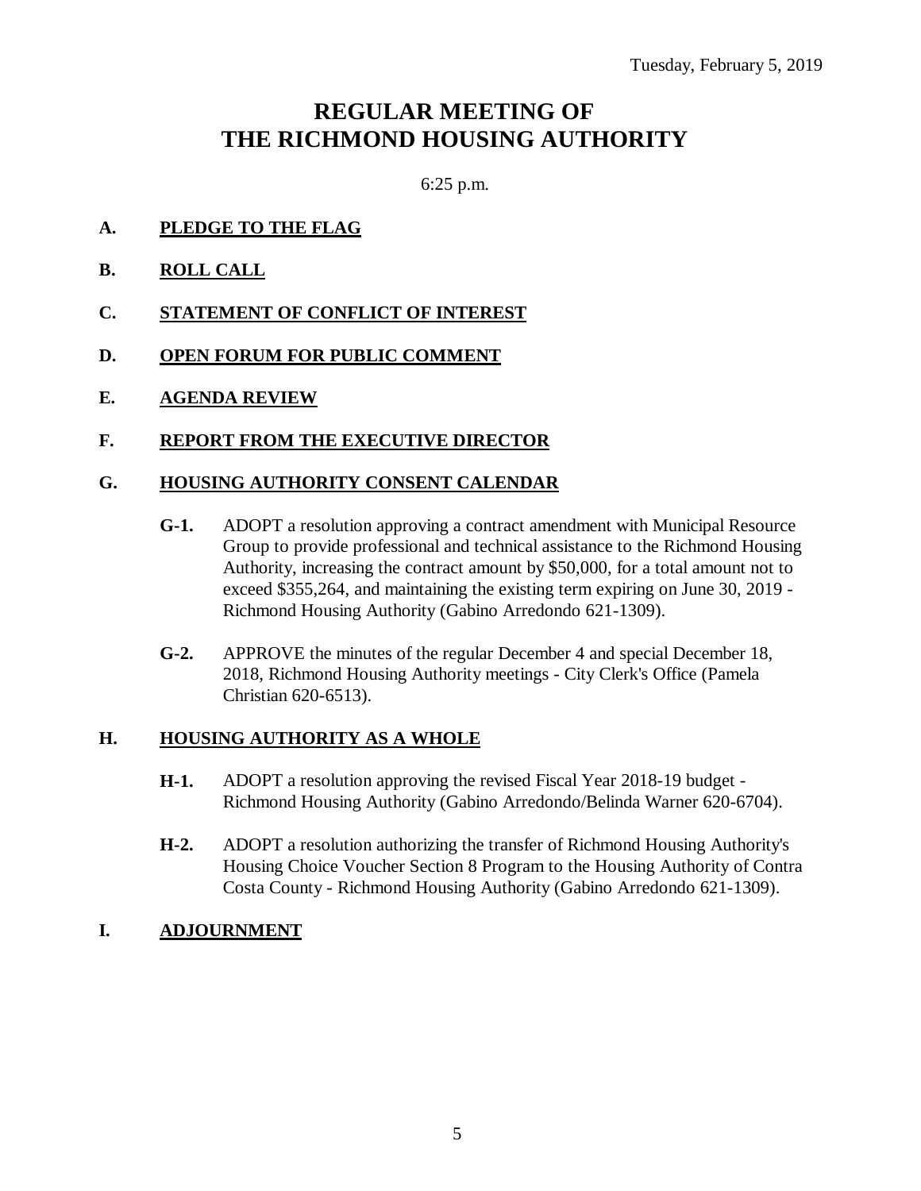Tuesday, February 5, 2019

# REGULAR MEETING OF THE RICHMOND HOUSING AUTHORITY

6:25 p.m.

**A. PLEDGE TO THE FLAG**

**B. ROLL CALL**

**C. STATEMENT OF CONFLICT OF INTEREST**

**D. OPEN FORUM FOR PUBLIC COMMENT**

**E. AGENDA REVIEW**

**F. REPORT FROM THE EXECUTIVE DIRECTOR**

**G. HOUSING AUTHORITY CONSENT CALENDAR**

**G-1.** ADOPT a resolution approving a contract amendment with Municipal Resource Group to provide professional and technical assistance to the Richmond Housing Authority, increasing the contract amount by $50,000, for a total amount not to exceed $355,264, and maintaining the existing term expiring on June 30, 2019 - Richmond Housing Authority (Gabino Arredondo 621-1309).

**G-2.** APPROVE the minutes of the regular December 4 and special December 18, 2018, Richmond Housing Authority meetings - City Clerk's Office (Pamela Christian 620-6513).

**H. HOUSING AUTHORITY AS A WHOLE**

**H-1.** ADOPT a resolution approving the revised Fiscal Year 2018-19 budget - Richmond Housing Authority (Gabino Arredondo/Belinda Warner 620-6704).

**H-2.** ADOPT a resolution authorizing the transfer of Richmond Housing Authority's Housing Choice Voucher Section 8 Program to the Housing Authority of Contra Costa County - Richmond Housing Authority (Gabino Arredondo 621-1309).

**I. ADJOURNMENT**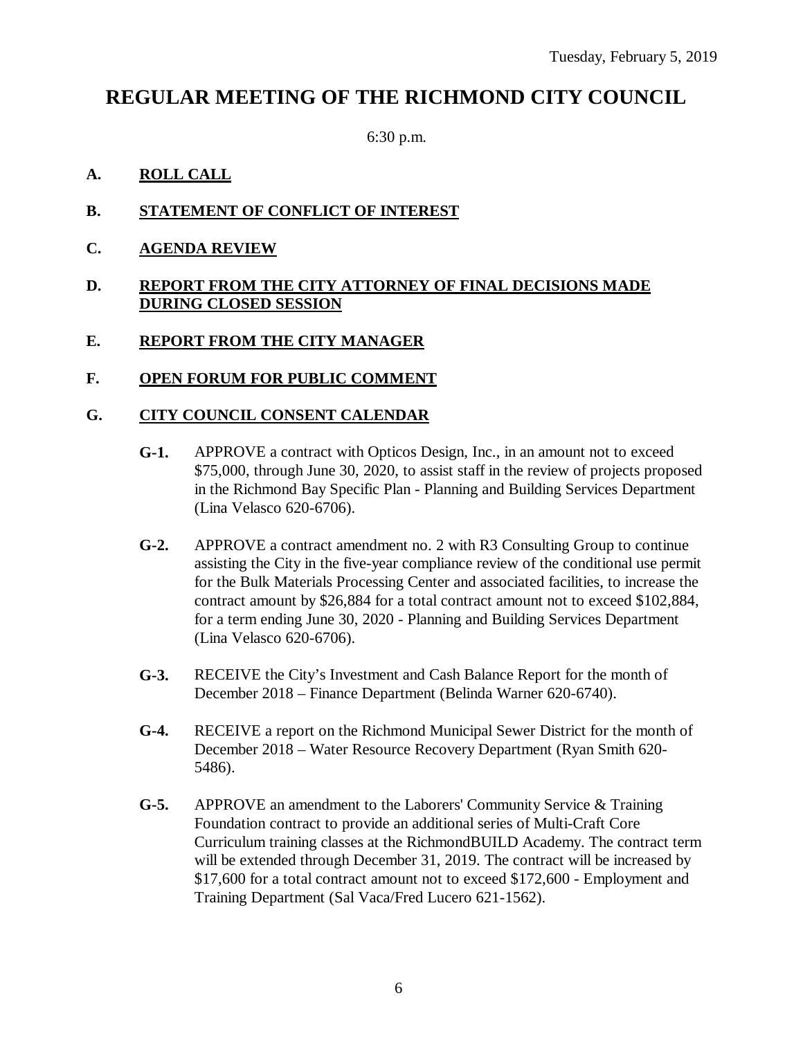Tuesday, February 5, 2019

# REGULAR MEETING OF THE RICHMOND CITY COUNCIL

6:30 p.m.

**A. ROLL CALL**

**B. STATEMENT OF CONFLICT OF INTEREST**

**C. AGENDA REVIEW**

**D. REPORT FROM THE CITY ATTORNEY OF FINAL DECISIONS MADE DURING CLOSED SESSION**

**E. REPORT FROM THE CITY MANAGER**

**F. OPEN FORUM FOR PUBLIC COMMENT**

**G. CITY COUNCIL CONSENT CALENDAR**

**G-1.** APPROVE a contract with Opticos Design, Inc., in an amount not to exceed $75,000, through June 30, 2020, to assist staff in the review of projects proposed in the Richmond Bay Specific Plan - Planning and Building Services Department (Lina Velasco 620-6706).

**G-2.** APPROVE a contract amendment no. 2 with R3 Consulting Group to continue assisting the City in the five-year compliance review of the conditional use permit for the Bulk Materials Processing Center and associated facilities, to increase the contract amount by $26,884 for a total contract amount not to exceed $102,884, for a term ending June 30, 2020 - Planning and Building Services Department (Lina Velasco 620-6706).

**G-3.** RECEIVE the City's Investment and Cash Balance Report for the month of December 2018 – Finance Department (Belinda Warner 620-6740).

**G-4.** RECEIVE a report on the Richmond Municipal Sewer District for the month of December 2018 – Water Resource Recovery Department (Ryan Smith 620-5486).

**G-5.** APPROVE an amendment to the Laborers' Community Service & Training Foundation contract to provide an additional series of Multi-Craft Core Curriculum training classes at the RichmondBUILD Academy. The contract term will be extended through December 31, 2019. The contract will be increased by $17,600 for a total contract amount not to exceed $172,600 - Employment and Training Department (Sal Vaca/Fred Lucero 621-1562).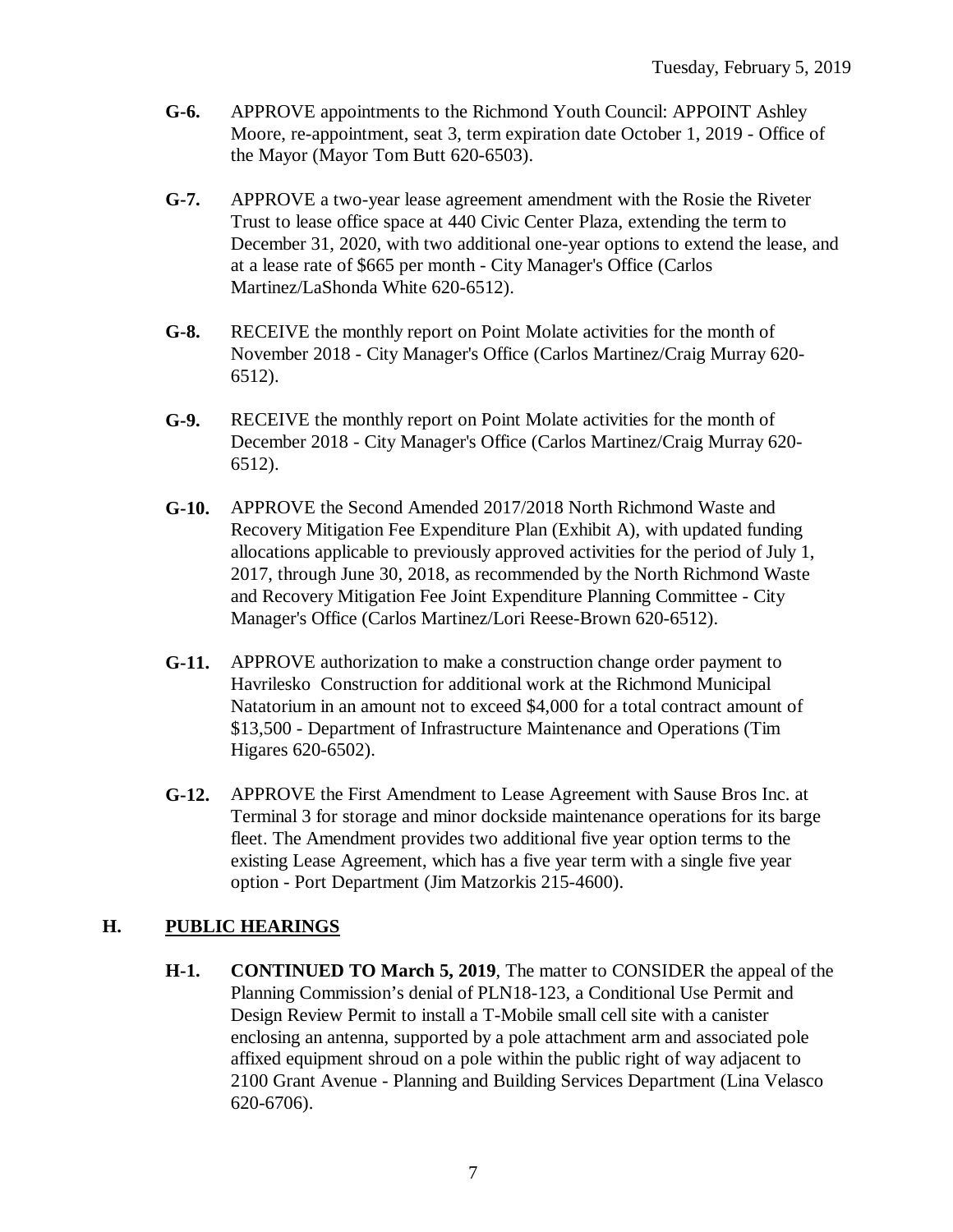**G-6.** APPROVE appointments to the Richmond Youth Council: APPOINT Ashley Moore, re-appointment, seat 3, term expiration date October 1, 2019 - Office of the Mayor (Mayor Tom Butt 620-6503).

**G-7.** APPROVE a two-year lease agreement amendment with the Rosie the Riveter Trust to lease office space at 440 Civic Center Plaza, extending the term to December 31, 2020, with two additional one-year options to extend the lease, and at a lease rate of $665 per month - City Manager's Office (Carlos Martinez/LaShonda White 620-6512).

**G-8.** RECEIVE the monthly report on Point Molate activities for the month of November 2018 - City Manager's Office (Carlos Martinez/Craig Murray 620-6512).

**G-9.** RECEIVE the monthly report on Point Molate activities for the month of December 2018 - City Manager's Office (Carlos Martinez/Craig Murray 620-6512).

**G-10.** APPROVE the Second Amended 2017/2018 North Richmond Waste and Recovery Mitigation Fee Expenditure Plan (Exhibit A), with updated funding allocations applicable to previously approved activities for the period of July 1, 2017, through June 30, 2018, as recommended by the North Richmond Waste and Recovery Mitigation Fee Joint Expenditure Planning Committee - City Manager's Office (Carlos Martinez/Lori Reese-Brown 620-6512).

**G-11.** APPROVE authorization to make a construction change order payment to Havrilesko Construction for additional work at the Richmond Municipal Natatorium in an amount not to exceed $4,000 for a total contract amount of $13,500 - Department of Infrastructure Maintenance and Operations (Tim Higares 620-6502).

**G-12.** APPROVE the First Amendment to Lease Agreement with Sause Bros Inc. at Terminal 3 for storage and minor dockside maintenance operations for its barge fleet. The Amendment provides two additional five year option terms to the existing Lease Agreement, which has a five year term with a single five year option - Port Department (Jim Matzorkis 215-4600).

## H. PUBLIC HEARINGS

**H-1.** **CONTINUED TO March 5, 2019**, The matter to CONSIDER the appeal of the Planning Commission's denial of PLN18-123, a Conditional Use Permit and Design Review Permit to install a T-Mobile small cell site with a canister enclosing an antenna, supported by a pole attachment arm and associated pole affixed equipment shroud on a pole within the public right of way adjacent to 2100 Grant Avenue - Planning and Building Services Department (Lina Velasco 620-6706).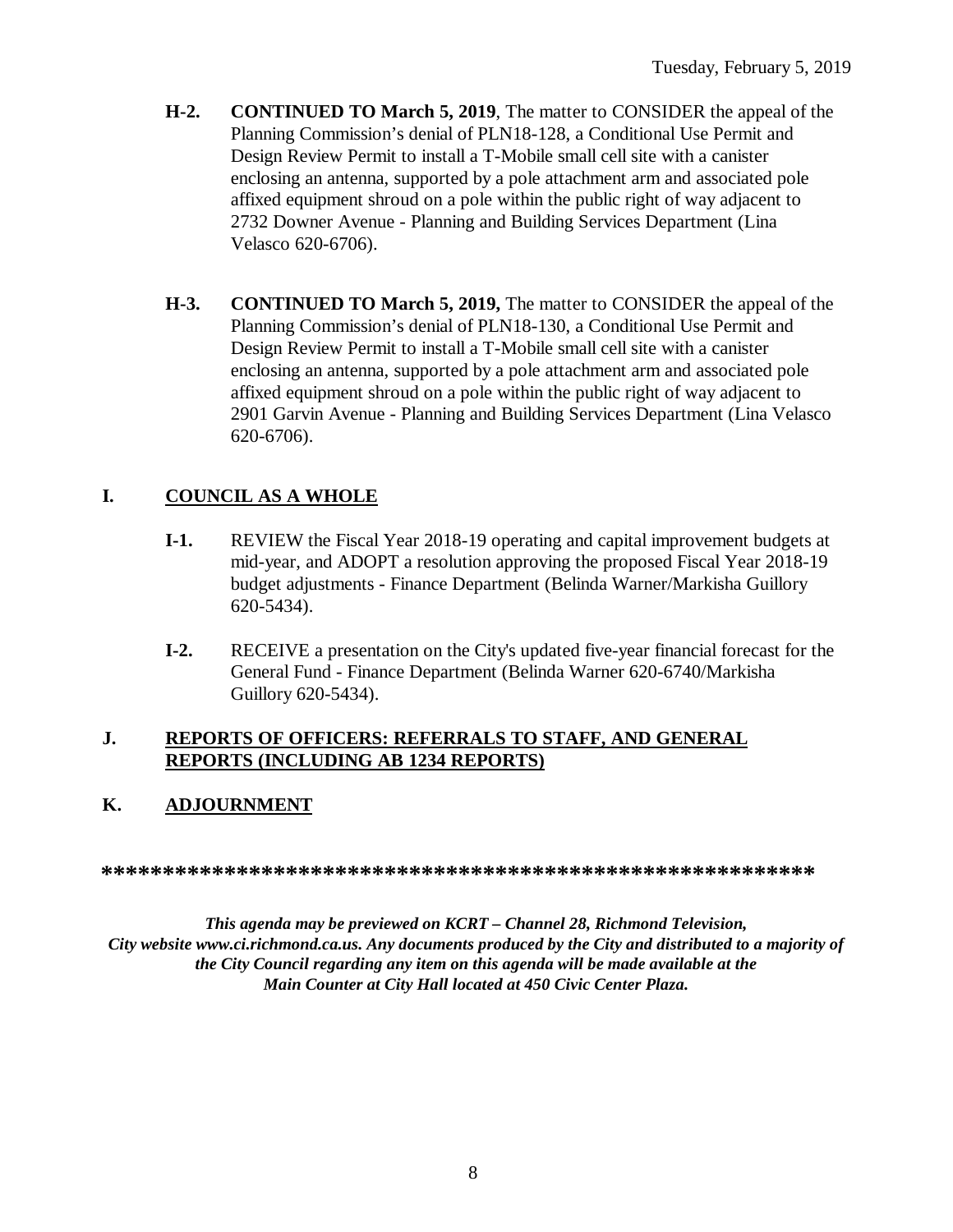**H-2.** **CONTINUED TO March 5, 2019**, The matter to CONSIDER the appeal of the Planning Commission's denial of PLN18-128, a Conditional Use Permit and Design Review Permit to install a T-Mobile small cell site with a canister enclosing an antenna, supported by a pole attachment arm and associated pole affixed equipment shroud on a pole within the public right of way adjacent to 2732 Downer Avenue - Planning and Building Services Department (Lina Velasco 620-6706).

**H-3.** **CONTINUED TO March 5, 2019,** The matter to CONSIDER the appeal of the Planning Commission's denial of PLN18-130, a Conditional Use Permit and Design Review Permit to install a T-Mobile small cell site with a canister enclosing an antenna, supported by a pole attachment arm and associated pole affixed equipment shroud on a pole within the public right of way adjacent to 2901 Garvin Avenue - Planning and Building Services Department (Lina Velasco 620-6706).

## I. COUNCIL AS A WHOLE

**I-1.** REVIEW the Fiscal Year 2018-19 operating and capital improvement budgets at mid-year, and ADOPT a resolution approving the proposed Fiscal Year 2018-19 budget adjustments - Finance Department (Belinda Warner/Markisha Guillory 620-5434).

**I-2.** RECEIVE a presentation on the City's updated five-year financial forecast for the General Fund - Finance Department (Belinda Warner 620-6740/Markisha Guillory 620-5434).

## J. REPORTS OF OFFICERS: REFERRALS TO STAFF, AND GENERAL REPORTS (INCLUDING AB 1234 REPORTS)

## K. ADJOURNMENT

**************************************************************

***This agenda may be previewed on KCRT – Channel 28, Richmond Television, City website www.ci.richmond.ca.us. Any documents produced by the City and distributed to a majority of the City Council regarding any item on this agenda will be made available at the Main Counter at City Hall located at 450 Civic Center Plaza.***